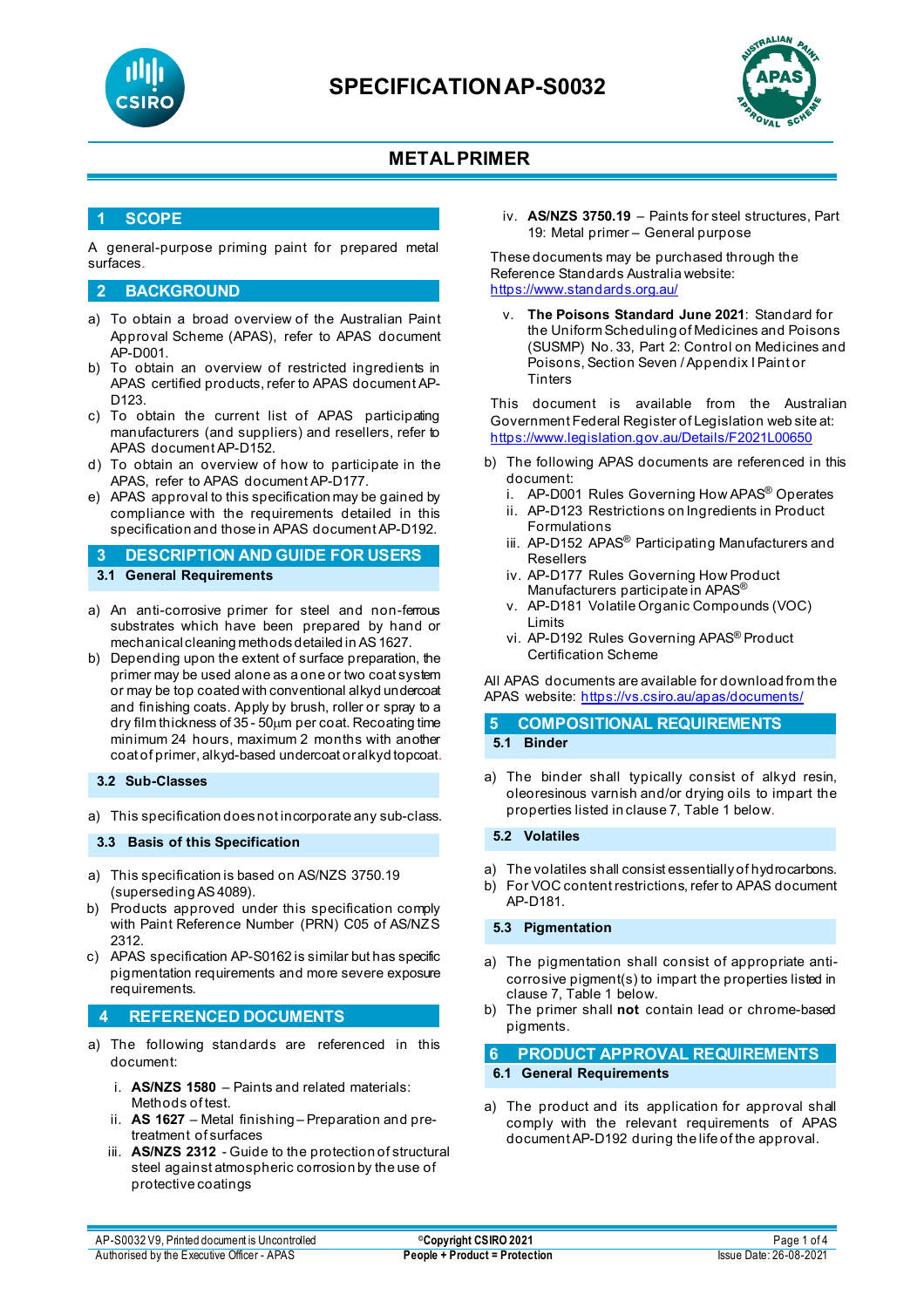# SPECIFICATION AP-S0032

## METAL PRIMER

## 1 SCOPE

A general-purpose priming paint for prepared metal surfaces.

## 2 BACKGROUND

a) To obtain a broad overview of the Australian Paint Approval Scheme (APAS), refer to APAS document AP-D001.
b) To obtain an overview of restricted ingredients in APAS certified products, refer to APAS document AP-D123.
c) To obtain the current list of APAS participating manufacturers (and suppliers) and resellers, refer to APAS document AP-D152.
d) To obtain an overview of how to participate in the APAS, refer to APAS document AP-D177.
e) APAS approval to this specification may be gained by compliance with the requirements detailed in this specification and those in APAS document AP-D192.

## 3 DESCRIPTION AND GUIDE FOR USERS

### 3.1 General Requirements

a) An anti-corrosive primer for steel and non-ferrous substrates which have been prepared by hand or mechanical cleaning methods detailed in AS 1627.
b) Depending upon the extent of surface preparation, the primer may be used alone as a one or two coat system or may be top coated with conventional alkyd undercoat and finishing coats. Apply by brush, roller or spray to a dry film thickness of 35 - 50μm per coat. Recoating time minimum 24 hours, maximum 2 months with another coat of primer, alkyd-based undercoat or alkyd topcoat.

### 3.2 Sub-Classes

a) This specification does not incorporate any sub-class.

### 3.3 Basis of this Specification

a) This specification is based on AS/NZS 3750.19 (superseding AS 4089).
b) Products approved under this specification comply with Paint Reference Number (PRN) C05 of AS/NZS 2312.
c) APAS specification AP-S0162 is similar but has specific pigmentation requirements and more severe exposure requirements.

## 4 REFERENCED DOCUMENTS

a) The following standards are referenced in this document:

   i. **AS/NZS 1580** – Paints and related materials: Methods of test.
   ii. **AS 1627** – Metal finishing – Preparation and pre-treatment of surfaces
   iii. **AS/NZS 2312** - Guide to the protection of structural steel against atmospheric corrosion by the use of protective coatings
   iv. **AS/NZS 3750.19** – Paints for steel structures, Part 19: Metal primer – General purpose

   These documents may be purchased through the Reference Standards Australia website: https://www.standards.org.au/

   v. **The Poisons Standard June 2021**: Standard for the Uniform Scheduling of Medicines and Poisons (SUSMP) No. 33, Part 2: Control on Medicines and Poisons, Section Seven / Appendix I Paint or Tinters

   This document is available from the Australian Government Federal Register of Legislation web site at: https://www.legislation.gov.au/Details/F2021L00650

b) The following APAS documents are referenced in this document:
   i. AP-D001 Rules Governing How APAS® Operates
   ii. AP-D123 Restrictions on Ingredients in Product Formulations
   iii. AP-D152 APAS® Participating Manufacturers and Resellers
   iv. AP-D177 Rules Governing How Product Manufacturers participate in APAS®
   v. AP-D181 Volatile Organic Compounds (VOC) Limits
   vi. AP-D192 Rules Governing APAS® Product Certification Scheme

All APAS documents are available for download from the APAS website: https://vs.csiro.au/apas/documents/

## 5 COMPOSITIONAL REQUIREMENTS

### 5.1 Binder

a) The binder shall typically consist of alkyd resin, oleoresinous varnish and/or drying oils to impart the properties listed in clause 7, Table 1 below.

### 5.2 Volatiles

a) The volatiles shall consist essentially of hydrocarbons.
b) For VOC content restrictions, refer to APAS document AP-D181.

### 5.3 Pigmentation

a) The pigmentation shall consist of appropriate anti-corrosive pigment(s) to impart the properties listed in clause 7, Table 1 below.
b) The primer shall **not** contain lead or chrome-based pigments.

## 6 PRODUCT APPROVAL REQUIREMENTS

### 6.1 General Requirements

a) The product and its application for approval shall comply with the relevant requirements of APAS document AP-D192 during the life of the approval.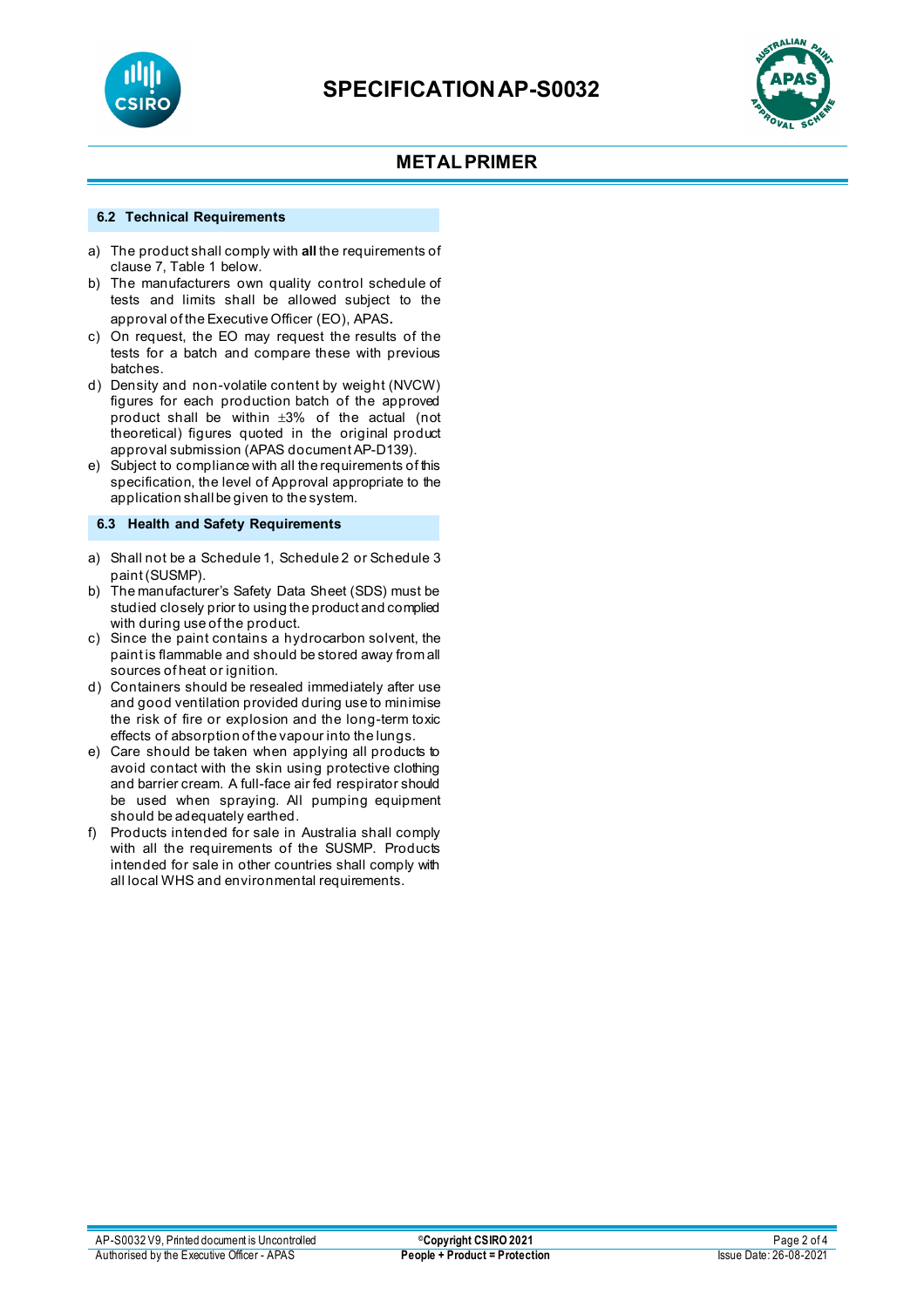### 6.2 Technical Requirements

a) The product shall comply with **all** the requirements of clause 7, Table 1 below.

b) The manufacturers own quality control schedule of tests and limits shall be allowed subject to the approval of the Executive Officer (EO), APAS.

c) On request, the EO may request the results of the tests for a batch and compare these with previous batches.

d) Density and non-volatile content by weight (NVCW) figures for each production batch of the approved product shall be within ±3% of the actual (not theoretical) figures quoted in the original product approval submission (APAS document AP-D139).

e) Subject to compliance with all the requirements of this specification, the level of Approval appropriate to the application shall be given to the system.

### 6.3 Health and Safety Requirements

a) Shall not be a Schedule 1, Schedule 2 or Schedule 3 paint (SUSMP).

b) The manufacturer's Safety Data Sheet (SDS) must be studied closely prior to using the product and complied with during use of the product.

c) Since the paint contains a hydrocarbon solvent, the paint is flammable and should be stored away from all sources of heat or ignition.

d) Containers should be resealed immediately after use and good ventilation provided during use to minimise the risk of fire or explosion and the long-term toxic effects of absorption of the vapour into the lungs.

e) Care should be taken when applying all products to avoid contact with the skin using protective clothing and barrier cream. A full-face air fed respirator should be used when spraying. All pumping equipment should be adequately earthed.

f) Products intended for sale in Australia shall comply with all the requirements of the SUSMP. Products intended for sale in other countries shall comply with all local WHS and environmental requirements.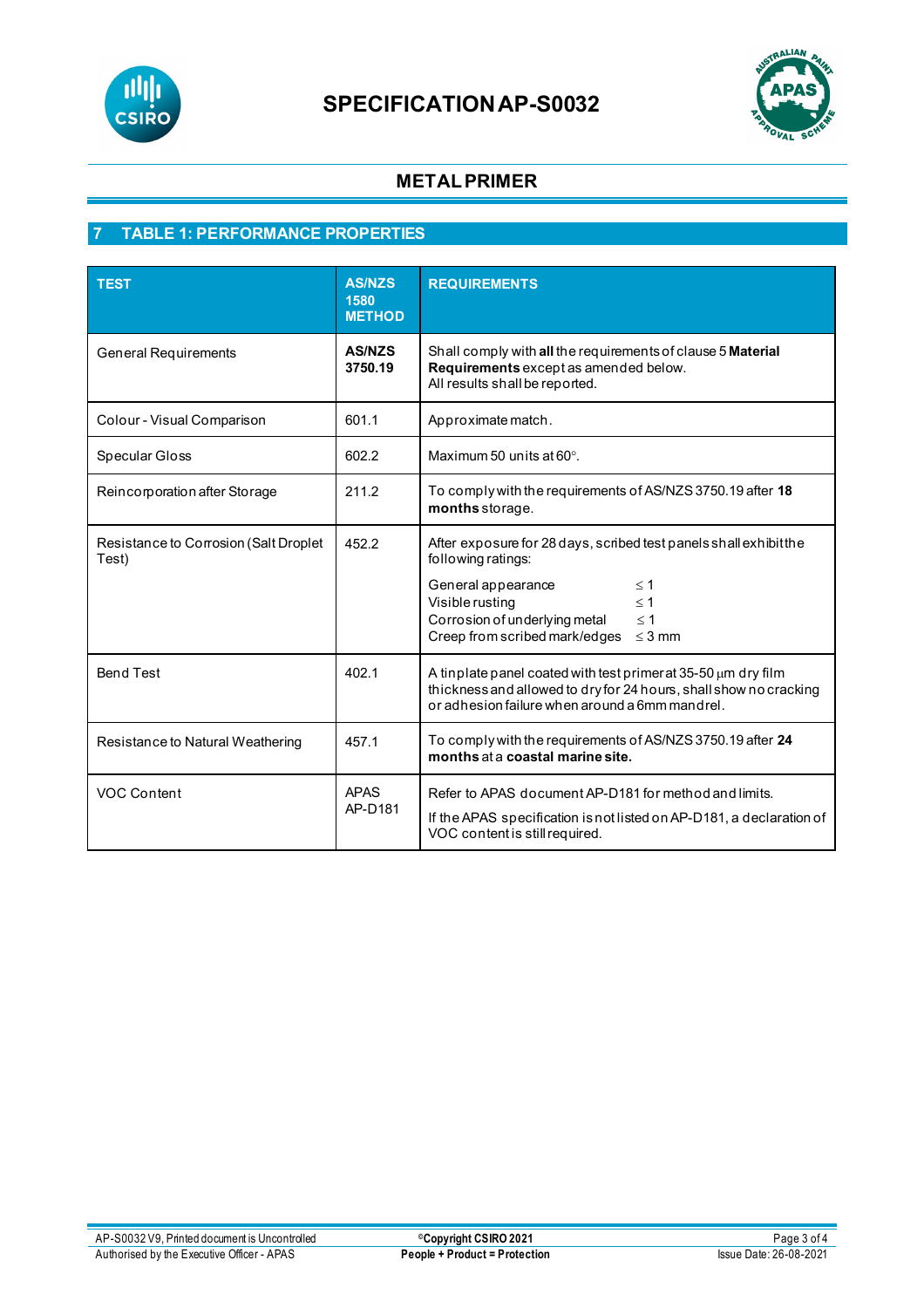# SPECIFICATION AP-S0032

## METAL PRIMER

## 7 TABLE 1: PERFORMANCE PROPERTIES

| TEST | AS/NZS 1580 METHOD | REQUIREMENTS |
|---|---|---|
| General Requirements | **AS/NZS 3750.19** | Shall comply with **all** the requirements of clause 5 **Material Requirements** except as amended below.<br>All results shall be reported. |
| Colour - Visual Comparison | 601.1 | Approximate match. |
| Specular Gloss | 602.2 | Maximum 50 units at 60°. |
| Reincorporation after Storage | 211.2 | To comply with the requirements of AS/NZS 3750.19 after **18 months** storage. |
| Resistance to Corrosion (Salt Droplet Test) | 452.2 | After exposure for 28 days, scribed test panels shall exhibit the following ratings:<br>General appearance ≤ 1<br>Visible rusting ≤ 1<br>Corrosion of underlying metal ≤ 1<br>Creep from scribed mark/edges ≤ 3 mm |
| Bend Test | 402.1 | A tinplate panel coated with test primer at 35-50 µm dry film thickness and allowed to dry for 24 hours, shall show no cracking or adhesion failure when around a 6mm mandrel. |
| Resistance to Natural Weathering | 457.1 | To comply with the requirements of AS/NZS 3750.19 after **24 months** at a **coastal marine site.** |
| VOC Content | APAS AP-D181 | Refer to APAS document AP-D181 for method and limits.<br>If the APAS specification is not listed on AP-D181, a declaration of VOC content is still required. |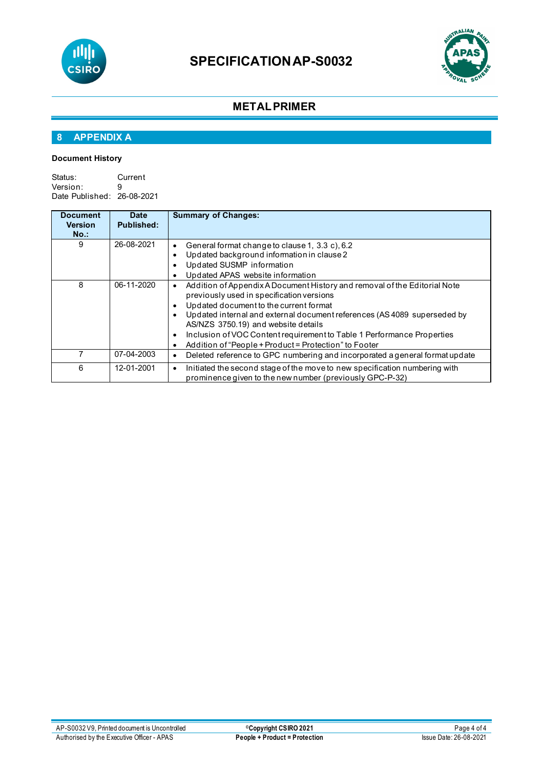## 8 APPENDIX A

**Document History**

Status: Current
Version: 9
Date Published: 26-08-2021

| Document Version No.: | Date Published: | Summary of Changes: |
|---|---|---|
| 9 | 26-08-2021 | • General format change to clause 1, 3.3 c), 6.2<br>• Updated background information in clause 2<br>• Updated SUSMP information<br>• Updated APAS website information |
| 8 | 06-11-2020 | • Addition of Appendix A Document History and removal of the Editorial Note previously used in specification versions<br>• Updated document to the current format<br>• Updated internal and external document references (AS 4089 superseded by AS/NZS 3750.19) and website details<br>• Inclusion of VOC Content requirement to Table 1 Performance Properties<br>• Addition of "People + Product = Protection" to Footer |
| 7 | 07-04-2003 | • Deleted reference to GPC numbering and incorporated a general format update |
| 6 | 12-01-2001 | • Initiated the second stage of the move to new specification numbering with prominence given to the new number (previously GPC-P-32) |